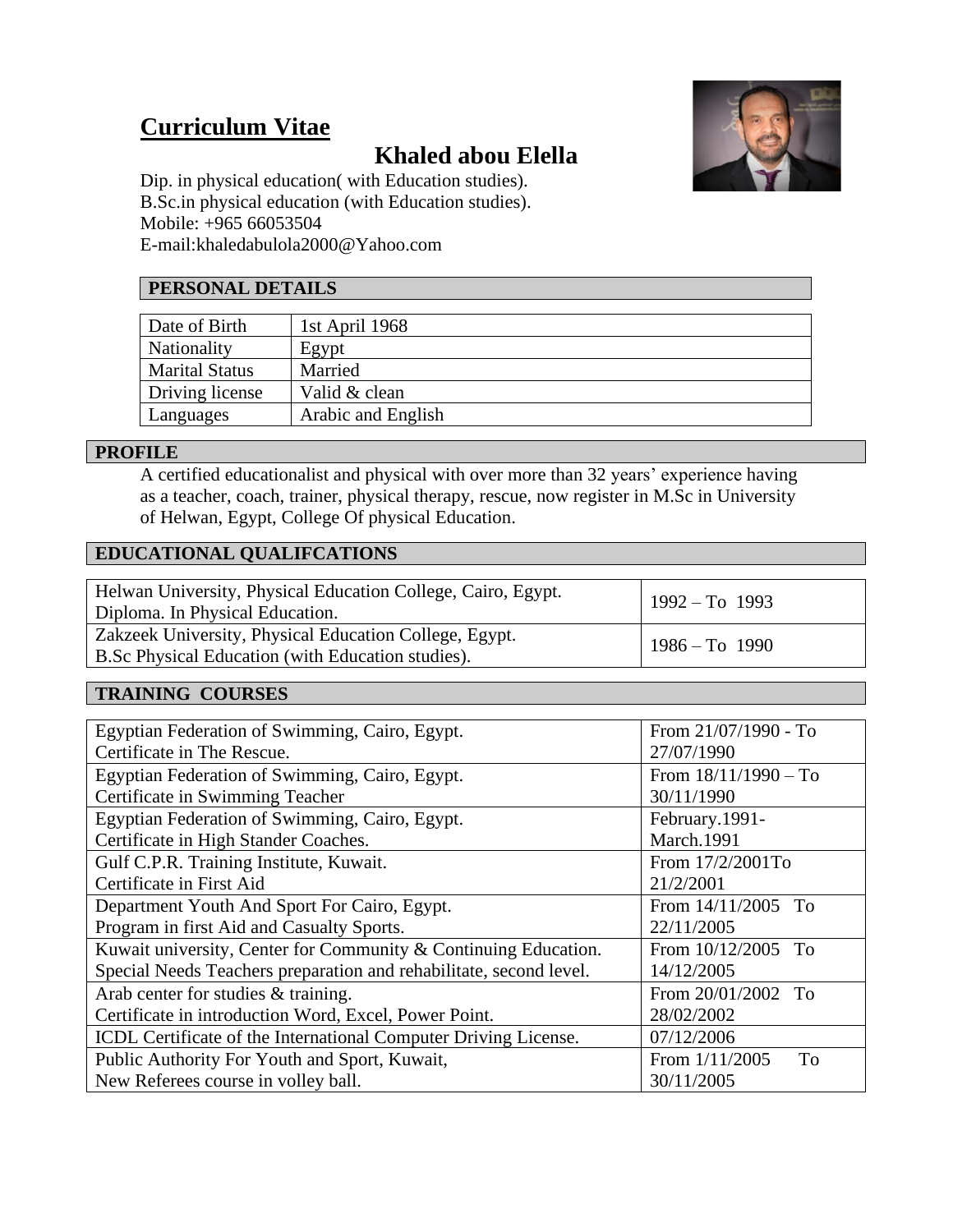# Curriculum Vitae

## Khaled abou Elella

Dip. in physical education( with Education studies).
B.Sc.in physical education (with Education studies).
Mobile: +965 66053504
E-mail:khaledabulola2000@Yahoo.com

### PERSONAL DETAILS

| | |
|---|---|
| Date of Birth | 1st April 1968 |
| Nationality | Egypt |
| Marital Status | Married |
| Driving license | Valid & clean |
| Languages | Arabic and English |

### PROFILE

A certified educationalist and physical with over more than 32 years' experience having as a teacher, coach, trainer, physical therapy, rescue, now register in M.Sc in University of Helwan, Egypt, College Of physical Education.

### EDUCATIONAL QUALIFCATIONS

| | |
|---|---|
| Helwan University, Physical Education College, Cairo, Egypt.<br>Diploma. In Physical Education. | 1992 – To 1993 |
| Zakzeek University, Physical Education College, Egypt.<br>B.Sc Physical Education (with Education studies). | 1986 – To 1990 |

### TRAINING COURSES

| | |
|---|---|
| Egyptian Federation of Swimming, Cairo, Egypt.<br>Certificate in The Rescue. | From 21/07/1990 - To 27/07/1990 |
| Egyptian Federation of Swimming, Cairo, Egypt.<br>Certificate in Swimming Teacher | From 18/11/1990 – To 30/11/1990 |
| Egyptian Federation of Swimming, Cairo, Egypt.<br>Certificate in High Stander Coaches. | February.1991- March.1991 |
| Gulf C.P.R. Training Institute, Kuwait.<br>Certificate in First Aid | From 17/2/2001To 21/2/2001 |
| Department Youth And Sport For Cairo, Egypt.<br>Program in first Aid and Casualty Sports. | From 14/11/2005 To 22/11/2005 |
| Kuwait university, Center for Community & Continuing Education.<br>Special Needs Teachers preparation and rehabilitate, second level. | From 10/12/2005 To 14/12/2005 |
| Arab center for studies & training.<br>Certificate in introduction Word, Excel, Power Point. | From 20/01/2002 To 28/02/2002 |
| ICDL Certificate of the International Computer Driving License. | 07/12/2006 |
| Public Authority For Youth and Sport, Kuwait,<br>New Referees course in volley ball. | From 1/11/2005 To 30/11/2005 |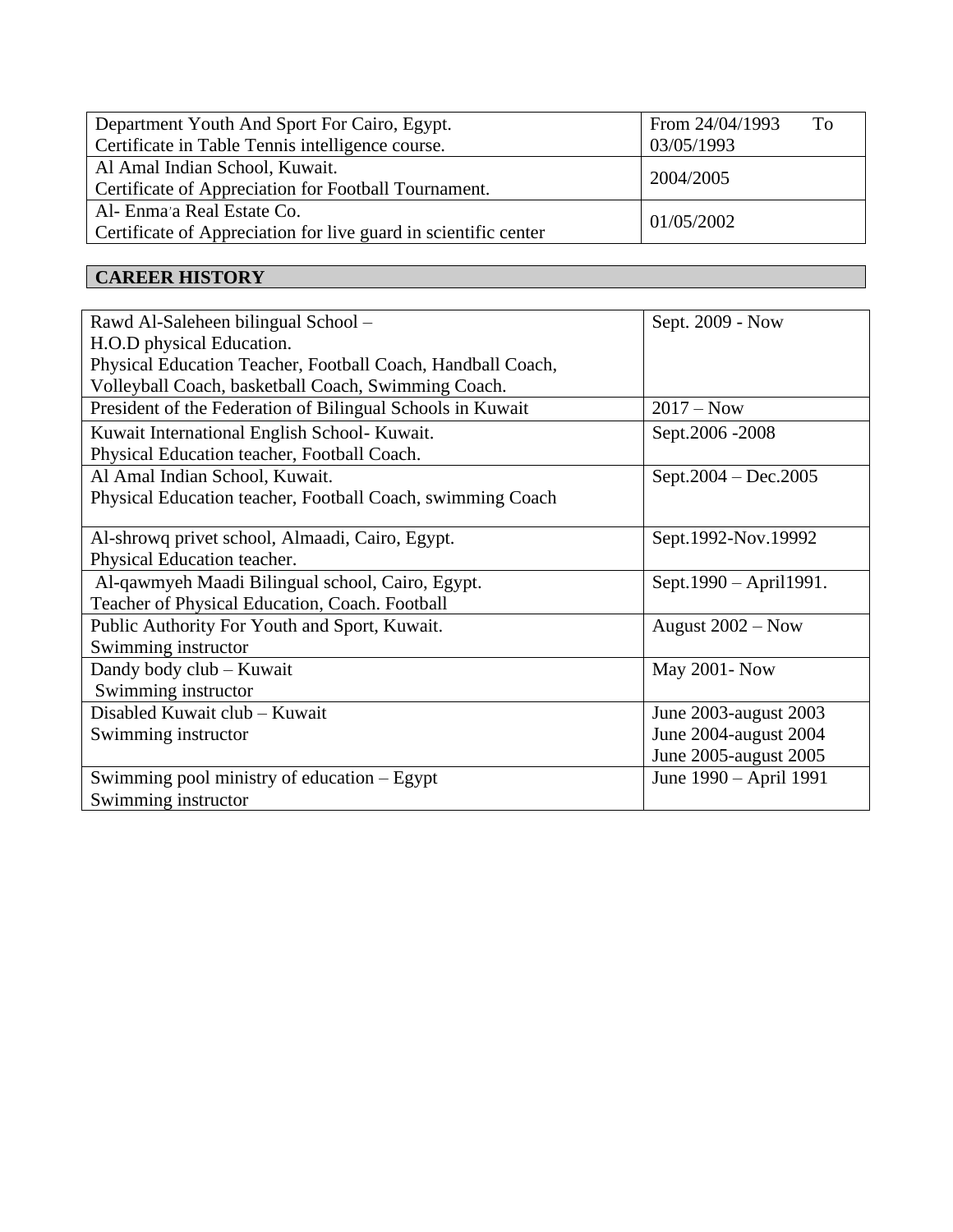| | |
|---|---|
| Department Youth And Sport For Cairo, Egypt.<br>Certificate in Table Tennis intelligence course. | From 24/04/1993 To 03/05/1993 |
| Al Amal Indian School, Kuwait.<br>Certificate of Appreciation for Football Tournament. | 2004/2005 |
| Al- Enma'a Real Estate Co.<br>Certificate of Appreciation for live guard in scientific center | 01/05/2002 |

## CAREER HISTORY

| | |
|---|---|
| Rawd Al-Saleheen bilingual School –<br>H.O.D physical Education.<br>Physical Education Teacher, Football Coach, Handball Coach, Volleyball Coach, basketball Coach, Swimming Coach. | Sept. 2009 - Now |
| President of the Federation of Bilingual Schools in Kuwait | 2017 – Now |
| Kuwait International English School- Kuwait.<br>Physical Education teacher, Football Coach. | Sept.2006 -2008 |
| Al Amal Indian School, Kuwait.<br>Physical Education teacher, Football Coach, swimming Coach | Sept.2004 – Dec.2005 |
| Al-shrowq privet school, Almaadi, Cairo, Egypt.<br>Physical Education teacher. | Sept.1992-Nov.19992 |
| Al-qawmyeh Maadi Bilingual school, Cairo, Egypt.<br>Teacher of Physical Education, Coach. Football | Sept.1990 – April1991. |
| Public Authority For Youth and Sport, Kuwait.<br>Swimming instructor | August 2002 – Now |
| Dandy body club – Kuwait<br>Swimming instructor | May 2001- Now |
| Disabled Kuwait club – Kuwait<br>Swimming instructor | June 2003-august 2003<br>June 2004-august 2004<br>June 2005-august 2005 |
| Swimming pool ministry of education – Egypt<br>Swimming instructor | June 1990 – April 1991 |